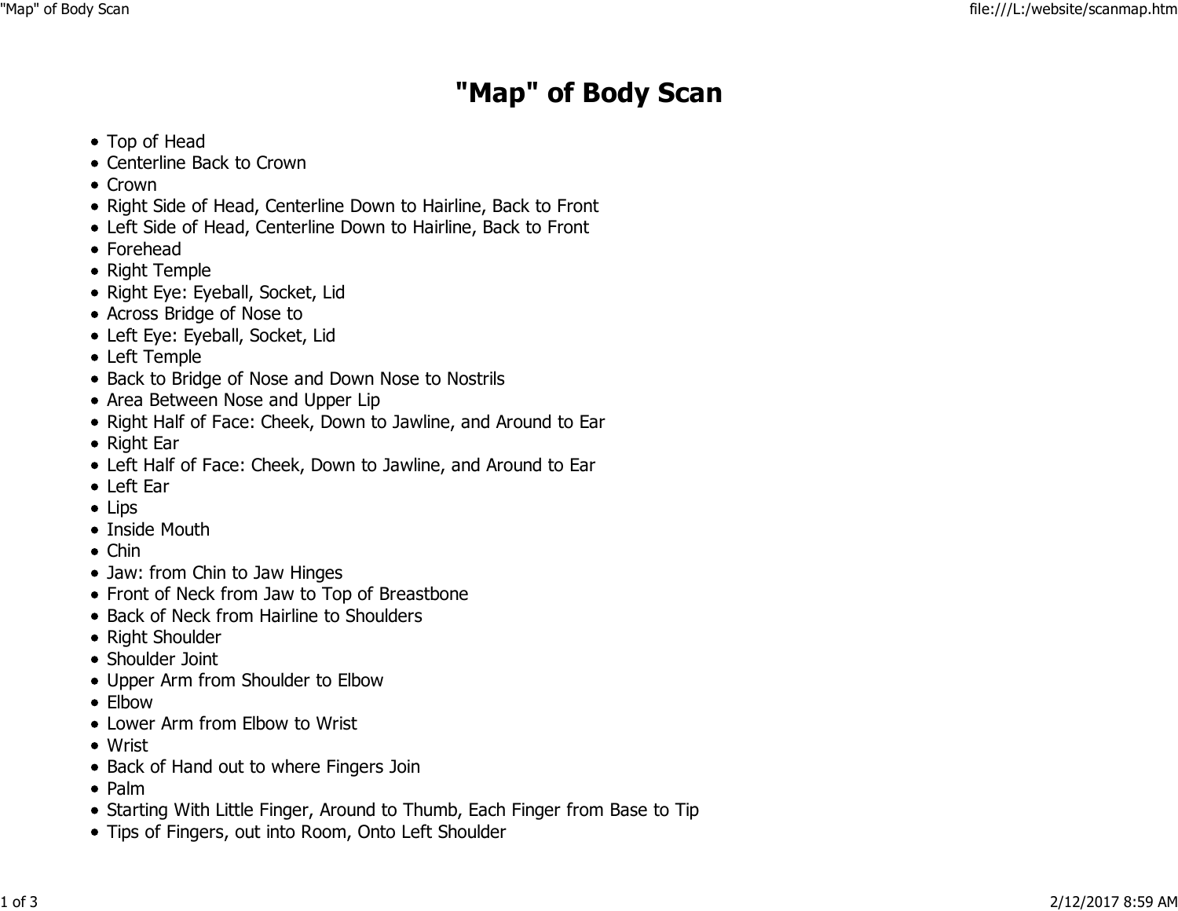# "Map" of Body Scan

- Top of Head
- Centerline Back to Crown
- Crown
- Right Side of Head, Centerline Down to Hairline, Back to Front
- Left Side of Head, Centerline Down to Hairline, Back to Front
- Forehead
- Right Temple
- Right Eye: Eyeball, Socket, Lid
- Across Bridge of Nose to
- Left Eye: Eyeball, Socket, Lid
- Left Temple
- Back to Bridge of Nose and Down Nose to Nostrils
- Area Between Nose and Upper Lip
- Right Half of Face: Cheek, Down to Jawline, and Around to Ear
- Right Ear
- Left Half of Face: Cheek, Down to Jawline, and Around to Ear
- Left Ear
- Lips
- Inside Mouth
- Chin
- Jaw: from Chin to Jaw Hinges
- Front of Neck from Jaw to Top of Breastbone
- Back of Neck from Hairline to Shoulders
- Right Shoulder
- Shoulder Joint
- Upper Arm from Shoulder to Elbow
- Elbow
- Lower Arm from Elbow to Wrist
- Wrist
- Back of Hand out to where Fingers Join
- Palm
- Starting With Little Finger, Around to Thumb, Each Finger from Base to Tip
- Tips of Fingers, out into Room, Onto Left Shoulder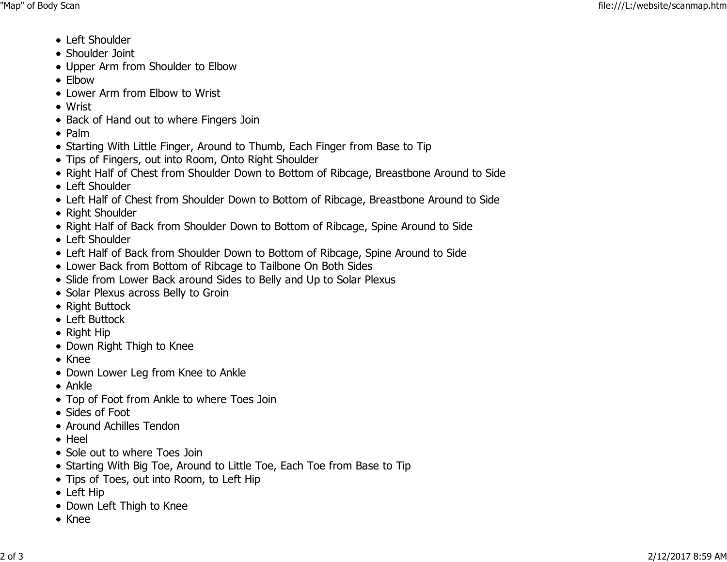- Left Shoulder
- Shoulder Joint
- Upper Arm from Shoulder to Elbow
- Elbow
- Lower Arm from Elbow to Wrist
- Wrist
- Back of Hand out to where Fingers Join
- Palm
- Starting With Little Finger, Around to Thumb, Each Finger from Base to Tip
- Tips of Fingers, out into Room, Onto Right Shoulder
- Right Half of Chest from Shoulder Down to Bottom of Ribcage, Breastbone Around to Side
- Left Shoulder
- Left Half of Chest from Shoulder Down to Bottom of Ribcage, Breastbone Around to Side
- Right Shoulder
- Right Half of Back from Shoulder Down to Bottom of Ribcage, Spine Around to Side
- Left Shoulder
- Left Half of Back from Shoulder Down to Bottom of Ribcage, Spine Around to Side
- Lower Back from Bottom of Ribcage to Tailbone On Both Sides
- Slide from Lower Back around Sides to Belly and Up to Solar Plexus
- Solar Plexus across Belly to Groin
- Right Buttock
- Left Buttock
- Right Hip
- Down Right Thigh to Knee
- Knee
- Down Lower Leg from Knee to Ankle
- Ankle
- Top of Foot from Ankle to where Toes Join
- Sides of Foot
- Around Achilles Tendon
- Heel
- Sole out to where Toes Join
- Starting With Big Toe, Around to Little Toe, Each Toe from Base to Tip
- Tips of Toes, out into Room, to Left Hip
- Left Hip
- Down Left Thigh to Knee
- Knee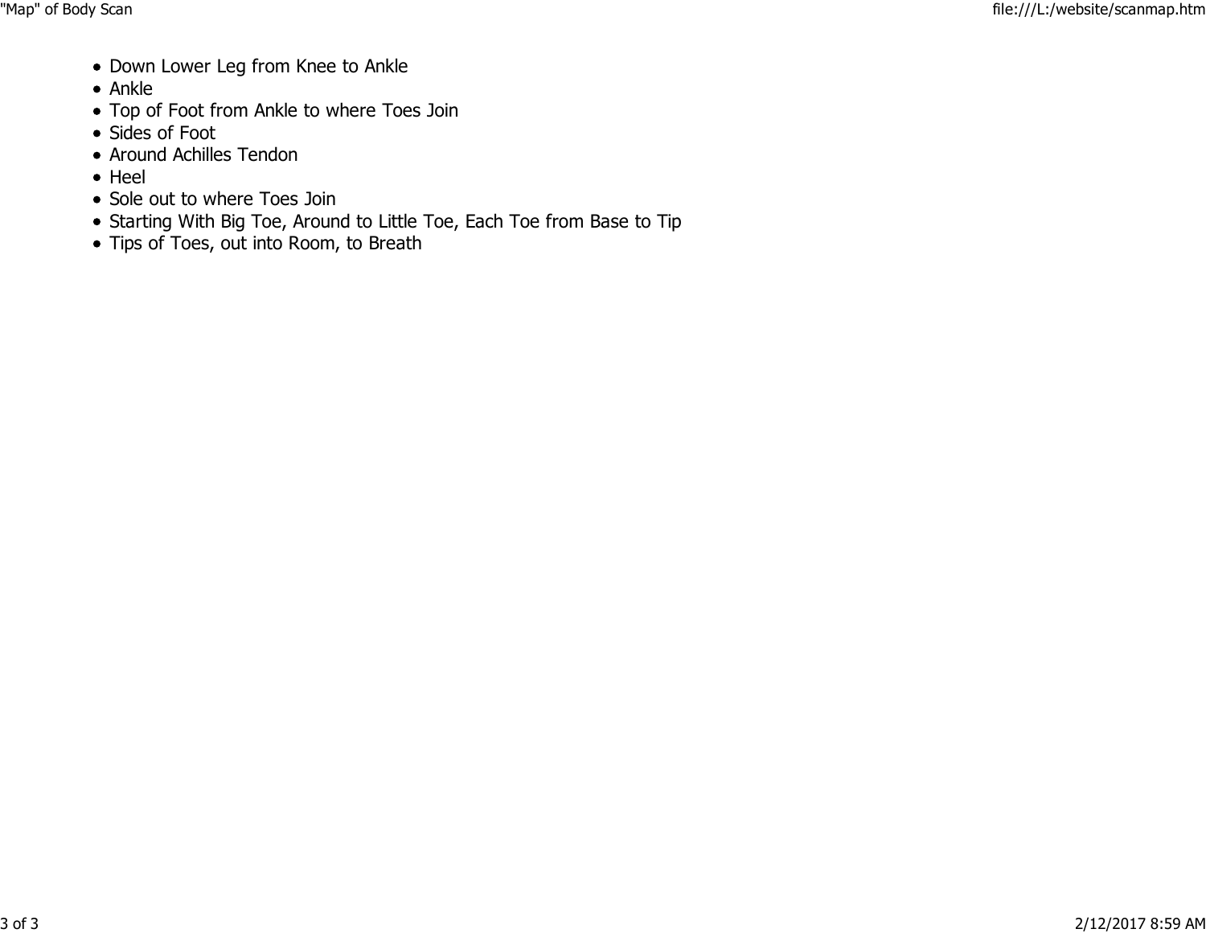- Down Lower Leg from Knee to Ankle
- Ankle
- Top of Foot from Ankle to where Toes Join
- Sides of Foot
- Around Achilles Tendon
- Heel
- Sole out to where Toes Join
- Starting With Big Toe, Around to Little Toe, Each Toe from Base to Tip
- Tips of Toes, out into Room, to Breath